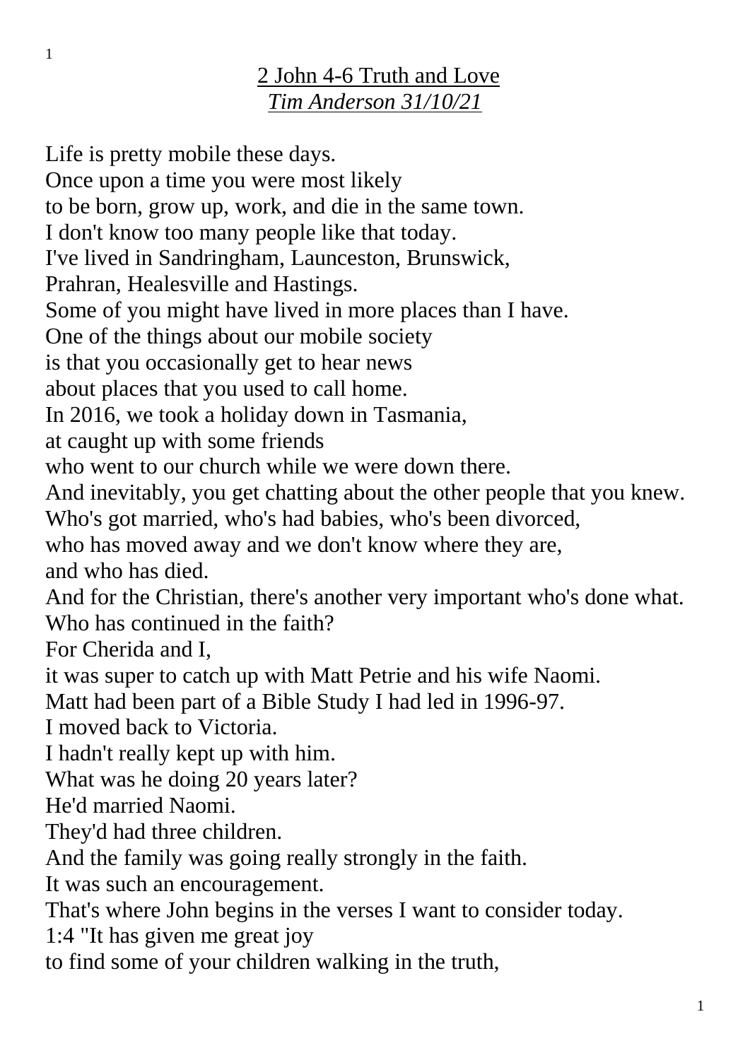# 2 John 4-6 Truth and Love

*Tim Anderson 31/10/21*

Life is pretty mobile these days.
Once upon a time you were most likely
to be born, grow up, work, and die in the same town.
I don't know too many people like that today.
I've lived in Sandringham, Launceston, Brunswick,
Prahran, Healesville and Hastings.
Some of you might have lived in more places than I have.
One of the things about our mobile society
is that you occasionally get to hear news
about places that you used to call home.
In 2016, we took a holiday down in Tasmania,
at caught up with some friends
who went to our church while we were down there.
And inevitably, you get chatting about the other people that you knew.
Who's got married, who's had babies, who's been divorced,
who has moved away and we don't know where they are,
and who has died.
And for the Christian, there's another very important who's done what.
Who has continued in the faith?
For Cherida and I,
it was super to catch up with Matt Petrie and his wife Naomi.
Matt had been part of a Bible Study I had led in 1996-97.
I moved back to Victoria.
I hadn't really kept up with him.
What was he doing 20 years later?
He'd married Naomi.
They'd had three children.
And the family was going really strongly in the faith.
It was such an encouragement.
That's where John begins in the verses I want to consider today.
1:4 "It has given me great joy
to find some of your children walking in the truth,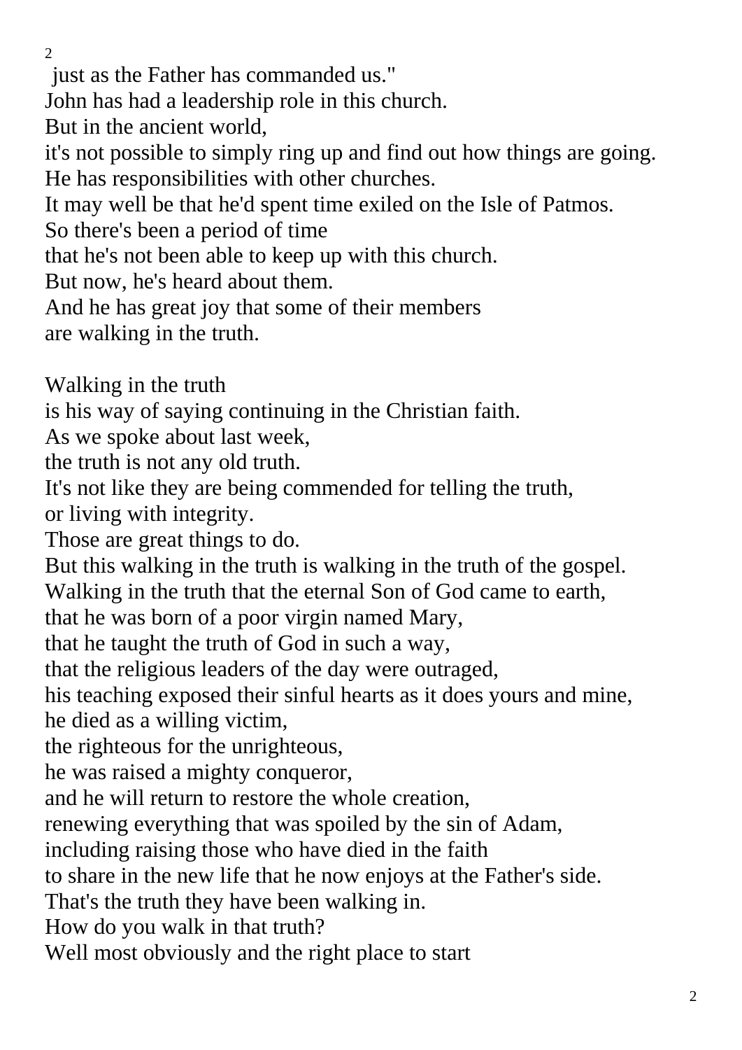just as the Father has commanded us."
John has had a leadership role in this church.
But in the ancient world,
it's not possible to simply ring up and find out how things are going.
He has responsibilities with other churches.
It may well be that he'd spent time exiled on the Isle of Patmos.
So there's been a period of time
that he's not been able to keep up with this church.
But now, he's heard about them.
And he has great joy that some of their members
are walking in the truth.

Walking in the truth
is his way of saying continuing in the Christian faith.
As we spoke about last week,
the truth is not any old truth.
It's not like they are being commended for telling the truth,
or living with integrity.
Those are great things to do.
But this walking in the truth is walking in the truth of the gospel.
Walking in the truth that the eternal Son of God came to earth,
that he was born of a poor virgin named Mary,
that he taught the truth of God in such a way,
that the religious leaders of the day were outraged,
his teaching exposed their sinful hearts as it does yours and mine,
he died as a willing victim,
the righteous for the unrighteous,
he was raised a mighty conqueror,
and he will return to restore the whole creation,
renewing everything that was spoiled by the sin of Adam,
including raising those who have died in the faith
to share in the new life that he now enjoys at the Father's side.
That's the truth they have been walking in.
How do you walk in that truth?
Well most obviously and the right place to start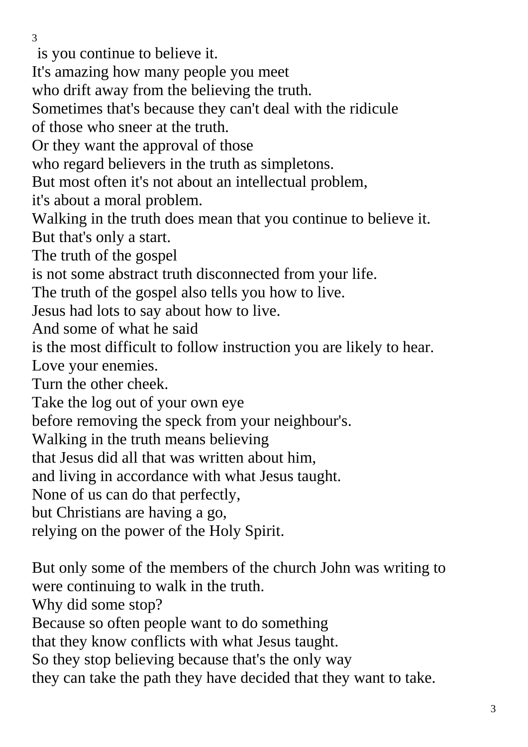is you continue to believe it.
It's amazing how many people you meet
who drift away from the believing the truth.
Sometimes that's because they can't deal with the ridicule
of those who sneer at the truth.
Or they want the approval of those
who regard believers in the truth as simpletons.
But most often it's not about an intellectual problem,
it's about a moral problem.
Walking in the truth does mean that you continue to believe it.
But that's only a start.
The truth of the gospel
is not some abstract truth disconnected from your life.
The truth of the gospel also tells you how to live.
Jesus had lots to say about how to live.
And some of what he said
is the most difficult to follow instruction you are likely to hear.
Love your enemies.
Turn the other cheek.
Take the log out of your own eye
before removing the speck from your neighbour's.
Walking in the truth means believing
that Jesus did all that was written about him,
and living in accordance with what Jesus taught.
None of us can do that perfectly,
but Christians are having a go,
relying on the power of the Holy Spirit.

But only some of the members of the church John was writing to
were continuing to walk in the truth.
Why did some stop?
Because so often people want to do something
that they know conflicts with what Jesus taught.
So they stop believing because that's the only way
they can take the path they have decided that they want to take.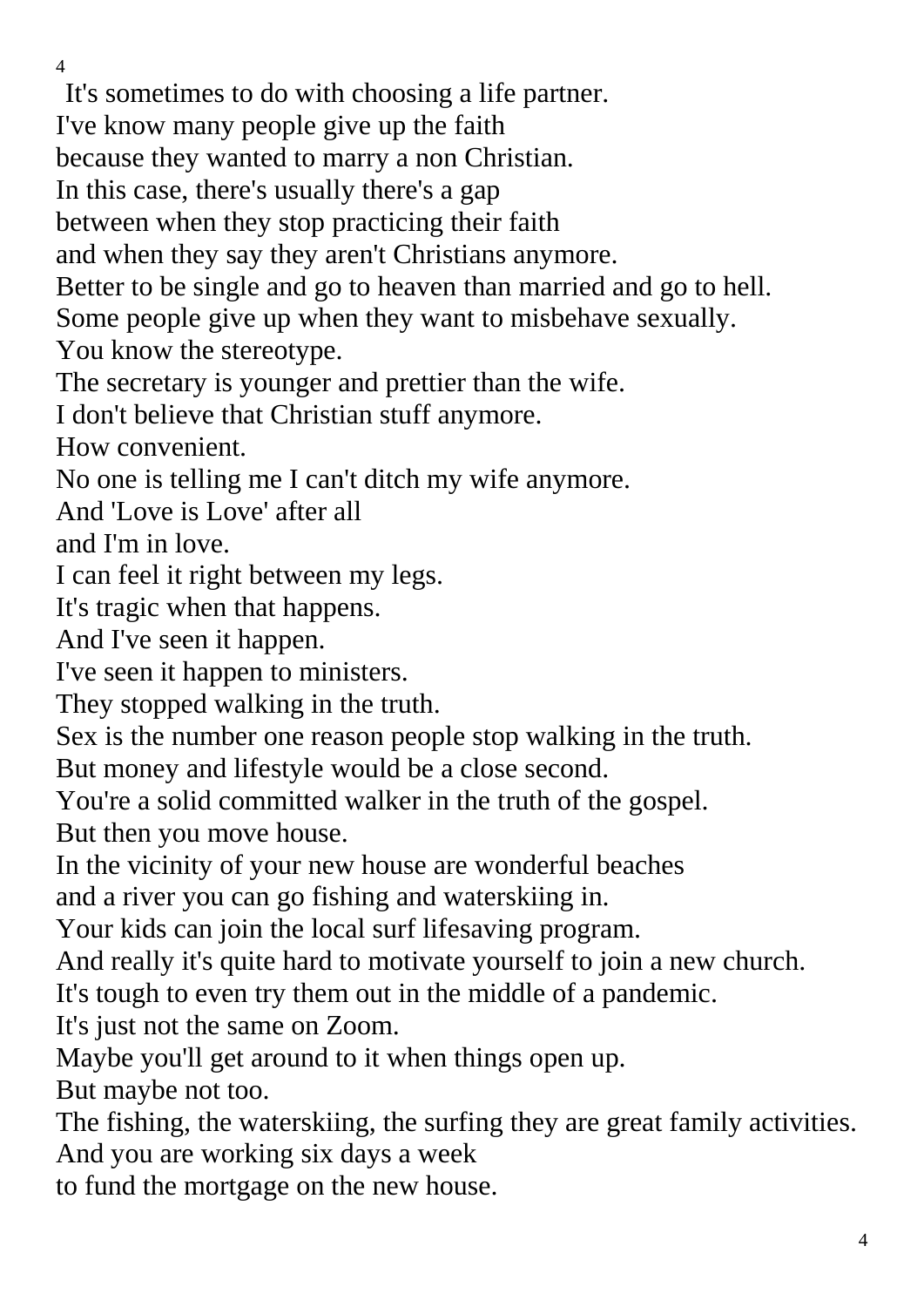It's sometimes to do with choosing a life partner.
I've know many people give up the faith
because they wanted to marry a non Christian.
In this case, there's usually there's a gap
between when they stop practicing their faith
and when they say they aren't Christians anymore.
Better to be single and go to heaven than married and go to hell.
Some people give up when they want to misbehave sexually.
You know the stereotype.
The secretary is younger and prettier than the wife.
I don't believe that Christian stuff anymore.
How convenient.
No one is telling me I can't ditch my wife anymore.
And 'Love is Love' after all
and I'm in love.
I can feel it right between my legs.
It's tragic when that happens.
And I've seen it happen.
I've seen it happen to ministers.
They stopped walking in the truth.
Sex is the number one reason people stop walking in the truth.
But money and lifestyle would be a close second.
You're a solid committed walker in the truth of the gospel.
But then you move house.
In the vicinity of your new house are wonderful beaches
and a river you can go fishing and waterskiing in.
Your kids can join the local surf lifesaving program.
And really it's quite hard to motivate yourself to join a new church.
It's tough to even try them out in the middle of a pandemic.
It's just not the same on Zoom.
Maybe you'll get around to it when things open up.
But maybe not too.
The fishing, the waterskiing, the surfing they are great family activities.
And you are working six days a week
to fund the mortgage on the new house.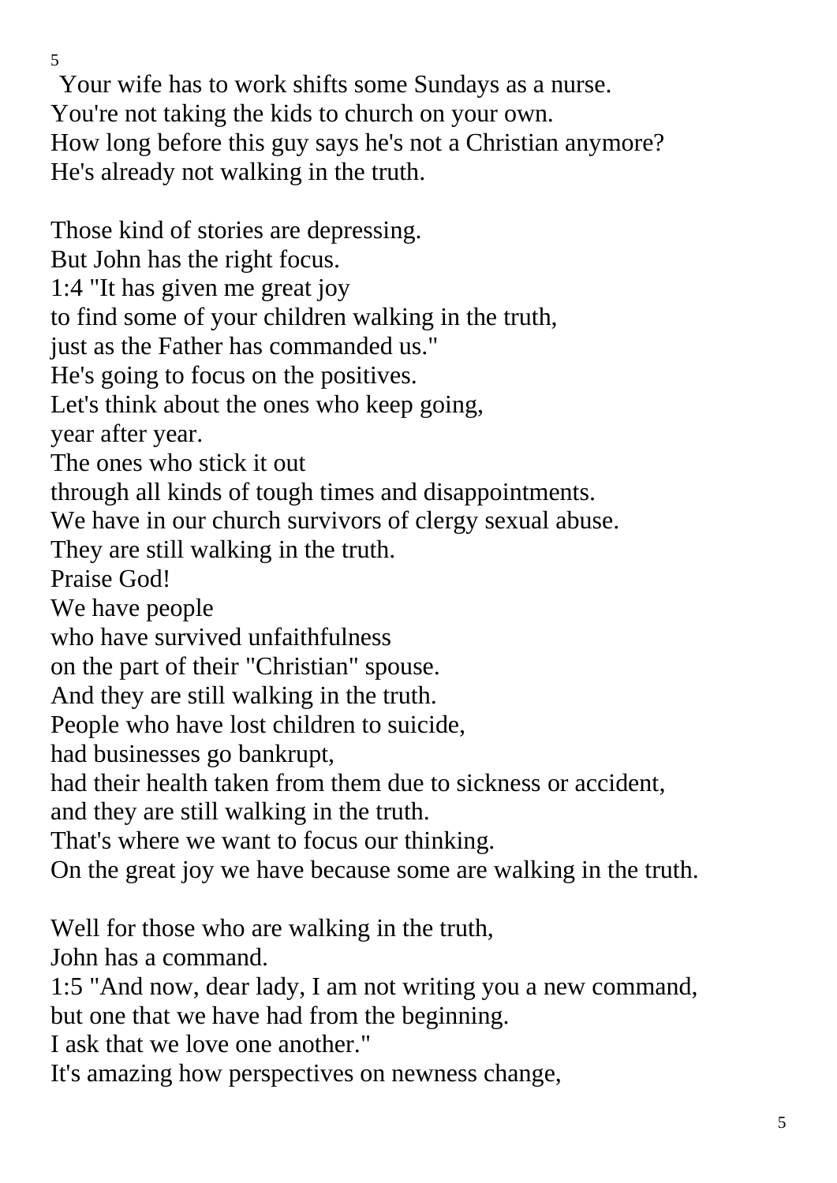Your wife has to work shifts some Sundays as a nurse.
You're not taking the kids to church on your own.
How long before this guy says he's not a Christian anymore?
He's already not walking in the truth.

Those kind of stories are depressing.
But John has the right focus.
1:4 "It has given me great joy
to find some of your children walking in the truth,
just as the Father has commanded us."
He's going to focus on the positives.
Let's think about the ones who keep going,
year after year.
The ones who stick it out
through all kinds of tough times and disappointments.
We have in our church survivors of clergy sexual abuse.
They are still walking in the truth.
Praise God!
We have people
who have survived unfaithfulness
on the part of their "Christian" spouse.
And they are still walking in the truth.
People who have lost children to suicide,
had businesses go bankrupt,
had their health taken from them due to sickness or accident,
and they are still walking in the truth.
That's where we want to focus our thinking.
On the great joy we have because some are walking in the truth.

Well for those who are walking in the truth,
John has a command.
1:5 "And now, dear lady, I am not writing you a new command,
but one that we have had from the beginning.
I ask that we love one another."
It's amazing how perspectives on newness change,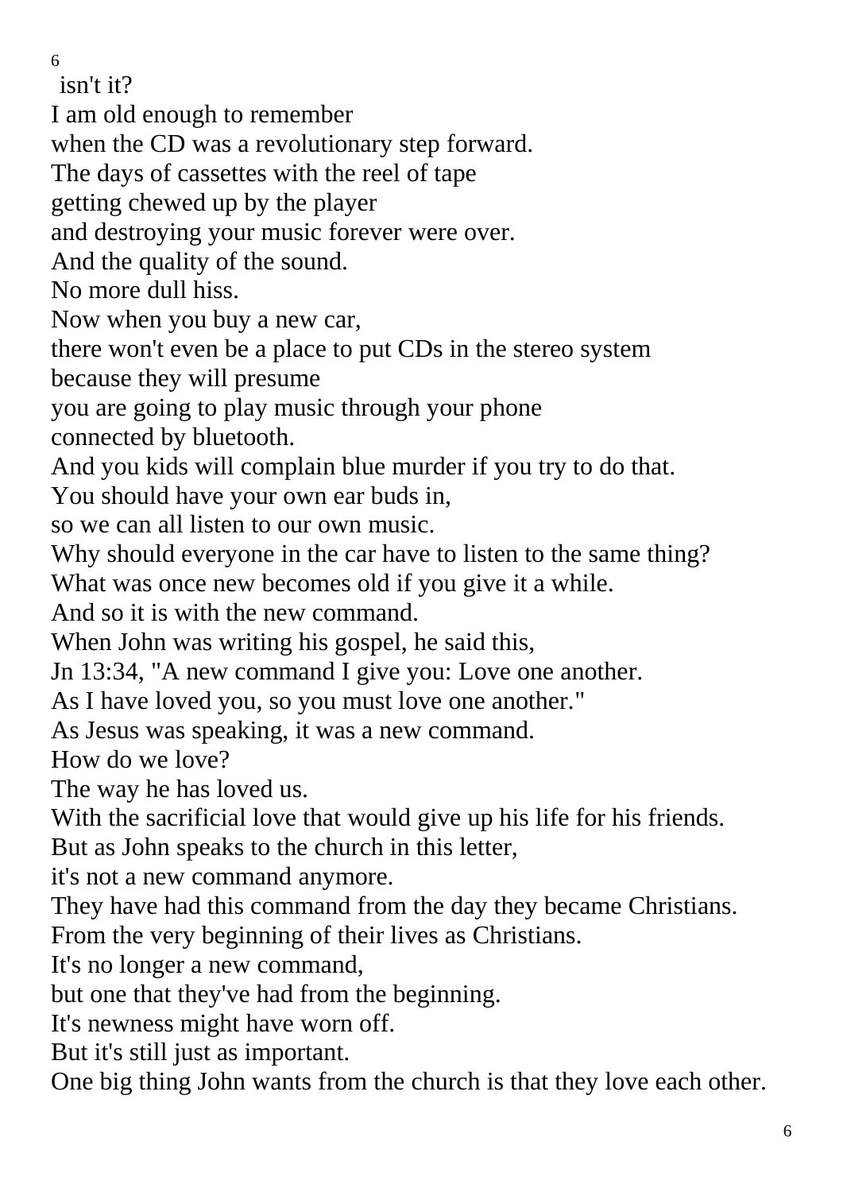isn't it?
I am old enough to remember
when the CD was a revolutionary step forward.
The days of cassettes with the reel of tape
getting chewed up by the player
and destroying your music forever were over.
And the quality of the sound.
No more dull hiss.
Now when you buy a new car,
there won't even be a place to put CDs in the stereo system
because they will presume
you are going to play music through your phone
connected by bluetooth.
And you kids will complain blue murder if you try to do that.
You should have your own ear buds in,
so we can all listen to our own music.
Why should everyone in the car have to listen to the same thing?
What was once new becomes old if you give it a while.
And so it is with the new command.
When John was writing his gospel, he said this,
Jn 13:34, "A new command I give you: Love one another.
As I have loved you, so you must love one another."
As Jesus was speaking, it was a new command.
How do we love?
The way he has loved us.
With the sacrificial love that would give up his life for his friends.
But as John speaks to the church in this letter,
it's not a new command anymore.
They have had this command from the day they became Christians.
From the very beginning of their lives as Christians.
It's no longer a new command,
but one that they've had from the beginning.
It's newness might have worn off.
But it's still just as important.
One big thing John wants from the church is that they love each other.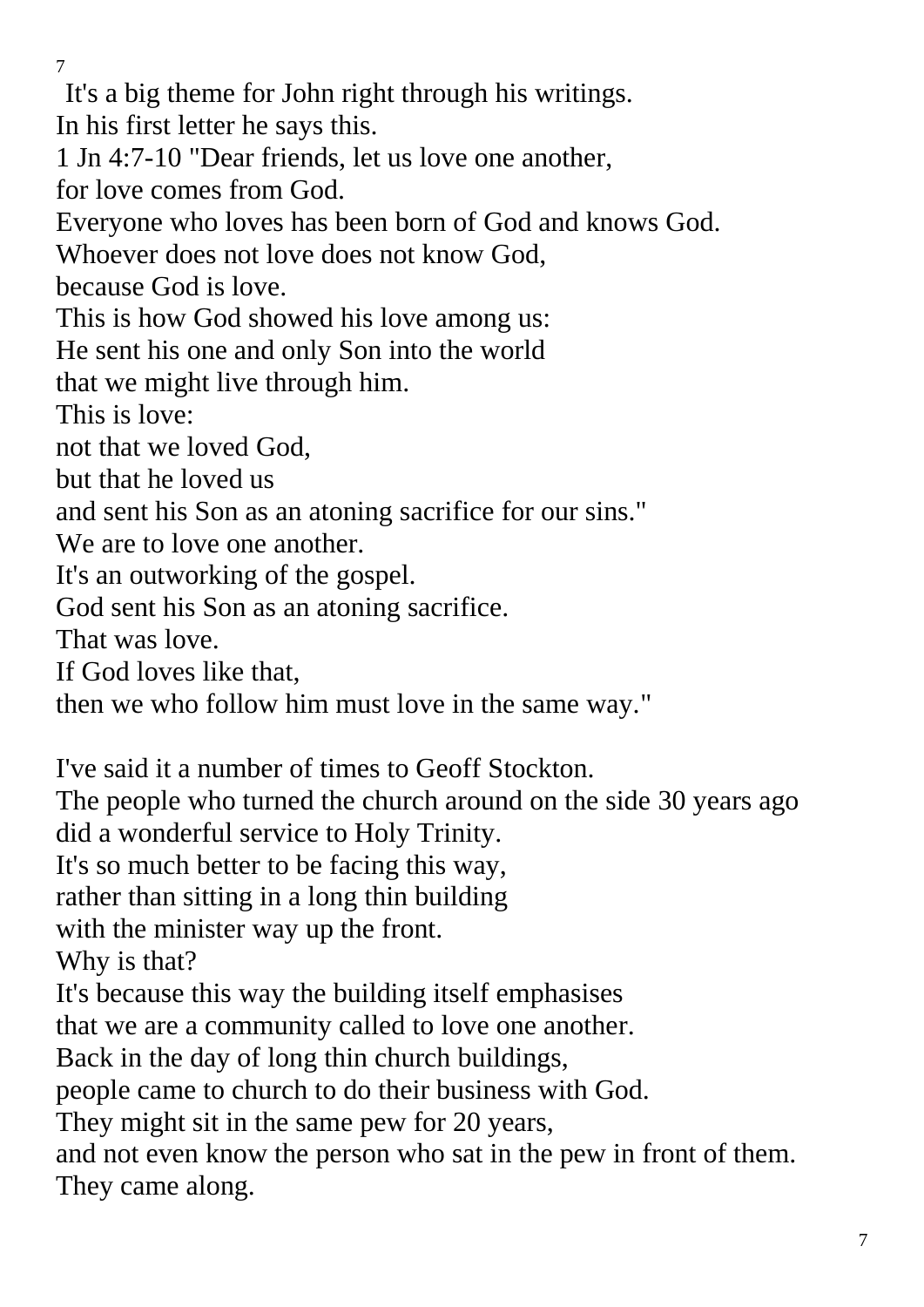It's a big theme for John right through his writings.
In his first letter he says this.
1 Jn 4:7-10 "Dear friends, let us love one another,
for love comes from God.
Everyone who loves has been born of God and knows God.
Whoever does not love does not know God,
because God is love.
This is how God showed his love among us:
He sent his one and only Son into the world
that we might live through him.
This is love:
not that we loved God,
but that he loved us
and sent his Son as an atoning sacrifice for our sins."
We are to love one another.
It's an outworking of the gospel.
God sent his Son as an atoning sacrifice.
That was love.
If God loves like that,
then we who follow him must love in the same way."

I've said it a number of times to Geoff Stockton.
The people who turned the church around on the side 30 years ago
did a wonderful service to Holy Trinity.
It's so much better to be facing this way,
rather than sitting in a long thin building
with the minister way up the front.
Why is that?
It's because this way the building itself emphasises
that we are a community called to love one another.
Back in the day of long thin church buildings,
people came to church to do their business with God.
They might sit in the same pew for 20 years,
and not even know the person who sat in the pew in front of them.
They came along.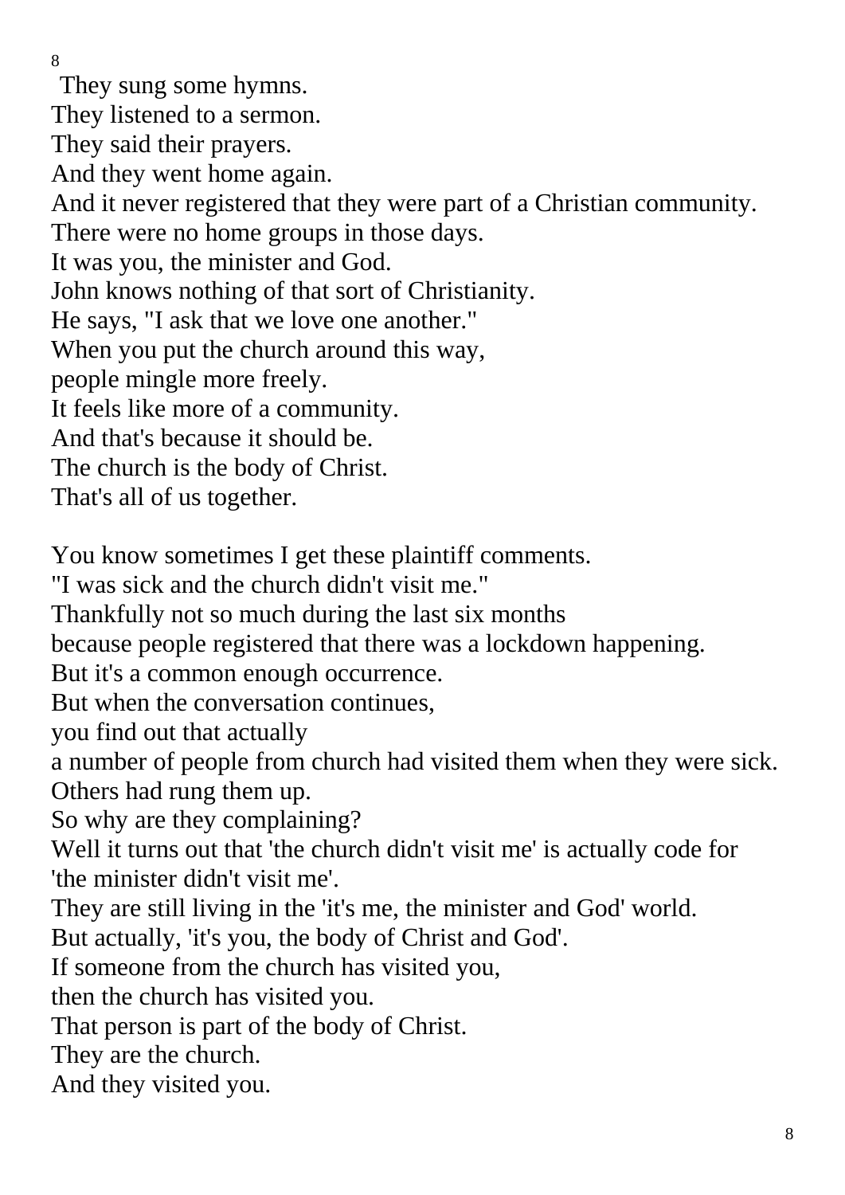They sung some hymns.  
They listened to a sermon.  
They said their prayers.  
And they went home again.  
And it never registered that they were part of a Christian community.  
There were no home groups in those days.  
It was you, the minister and God.  
John knows nothing of that sort of Christianity.  
He says, "I ask that we love one another."  
When you put the church around this way,  
people mingle more freely.  
It feels like more of a community.  
And that's because it should be.  
The church is the body of Christ.  
That's all of us together.

You know sometimes I get these plaintiff comments.  
"I was sick and the church didn't visit me."  
Thankfully not so much during the last six months  
because people registered that there was a lockdown happening.  
But it's a common enough occurrence.  
But when the conversation continues,  
you find out that actually  
a number of people from church had visited them when they were sick.  
Others had rung them up.  
So why are they complaining?  
Well it turns out that 'the church didn't visit me' is actually code for 'the minister didn't visit me'.  
They are still living in the 'it's me, the minister and God' world.  
But actually, 'it's you, the body of Christ and God'.  
If someone from the church has visited you,  
then the church has visited you.  
That person is part of the body of Christ.  
They are the church.  
And they visited you.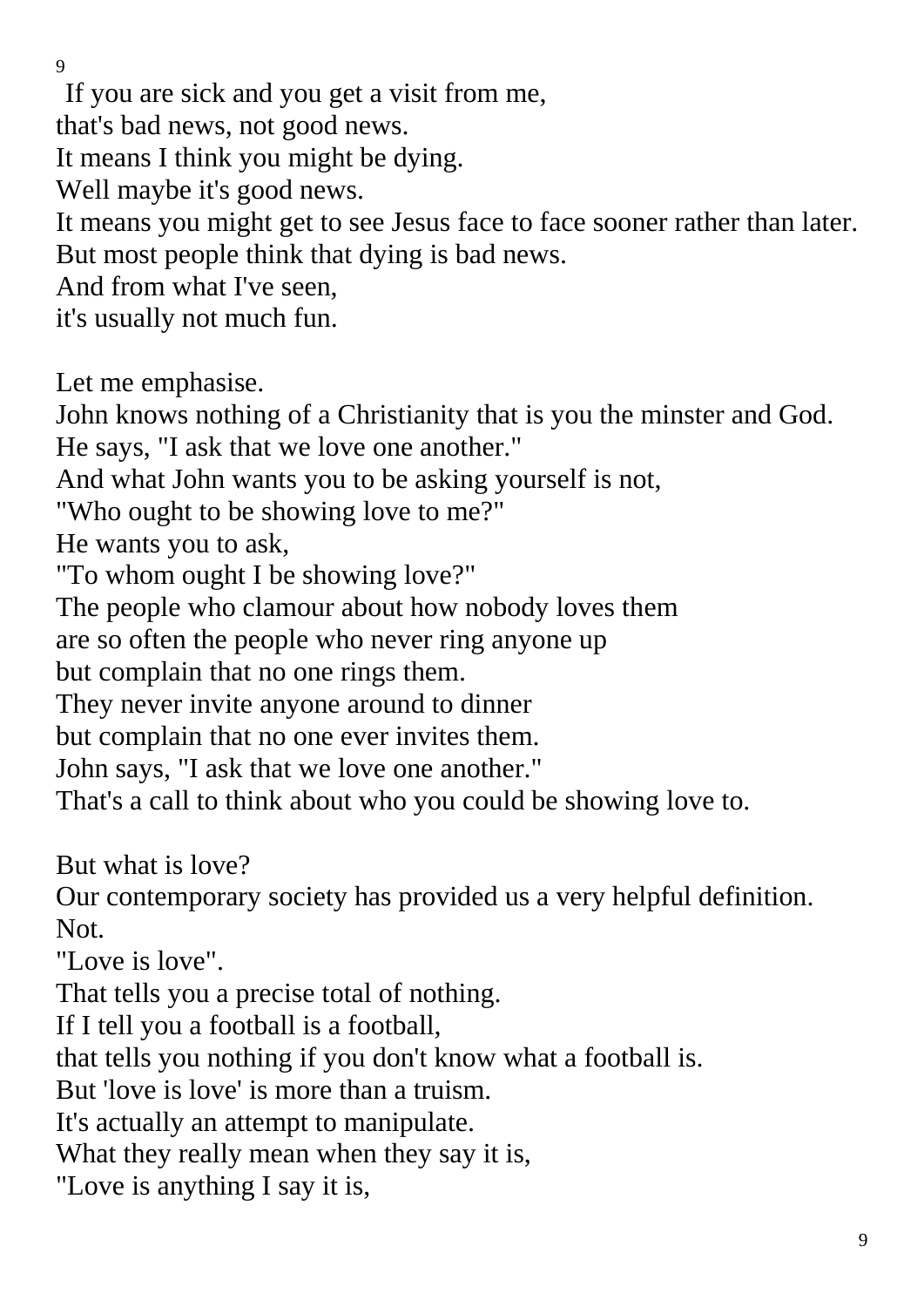If you are sick and you get a visit from me,  
that's bad news, not good news.  
It means I think you might be dying.  
Well maybe it's good news.  
It means you might get to see Jesus face to face sooner rather than later.  
But most people think that dying is bad news.  
And from what I've seen,  
it's usually not much fun.

Let me emphasise.  
John knows nothing of a Christianity that is you the minster and God.  
He says, "I ask that we love one another."  
And what John wants you to be asking yourself is not,  
"Who ought to be showing love to me?"  
He wants you to ask,  
"To whom ought I be showing love?"  
The people who clamour about how nobody loves them  
are so often the people who never ring anyone up  
but complain that no one rings them.  
They never invite anyone around to dinner  
but complain that no one ever invites them.  
John says, "I ask that we love one another."  
That's a call to think about who you could be showing love to.

But what is love?  
Our contemporary society has provided us a very helpful definition.  
Not.  
"Love is love".  
That tells you a precise total of nothing.  
If I tell you a football is a football,  
that tells you nothing if you don't know what a football is.  
But 'love is love' is more than a truism.  
It's actually an attempt to manipulate.  
What they really mean when they say it is,  
"Love is anything I say it is,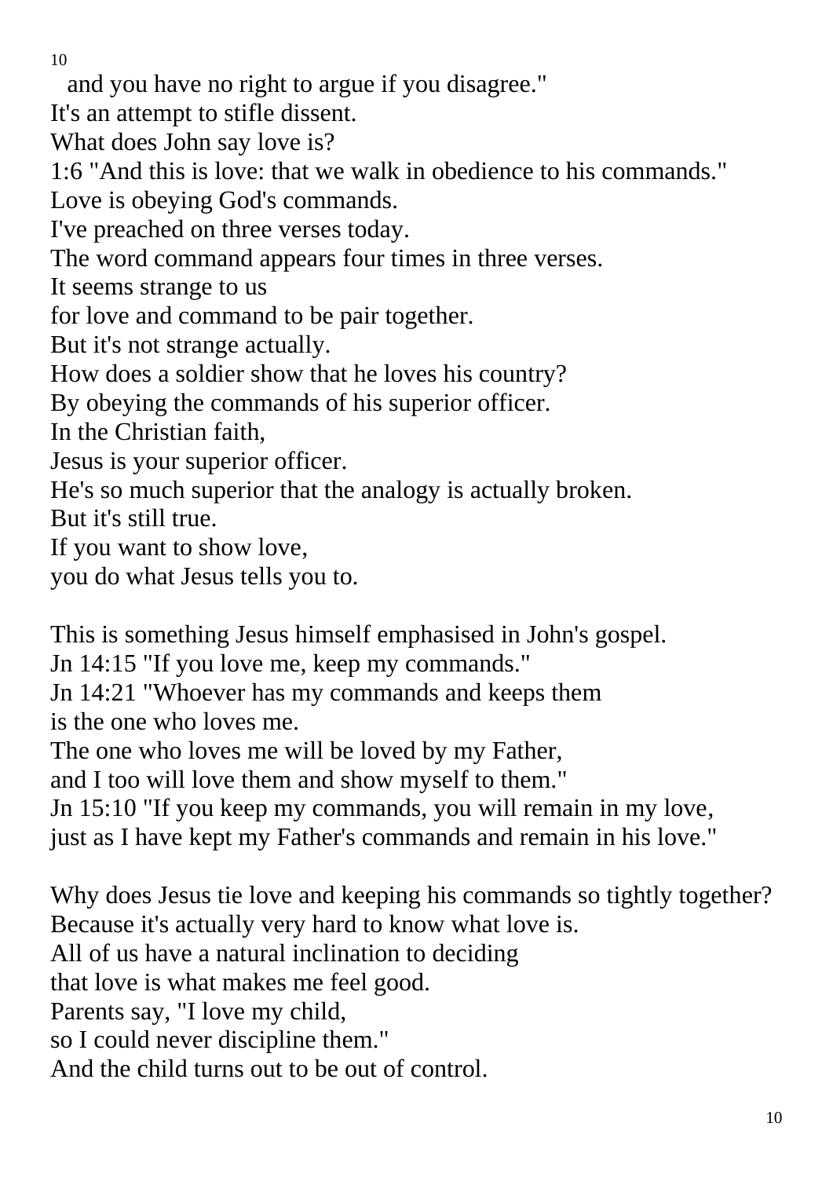and you have no right to argue if you disagree."
It's an attempt to stifle dissent.
What does John say love is?
1:6 "And this is love: that we walk in obedience to his commands."
Love is obeying God's commands.
I've preached on three verses today.
The word command appears four times in three verses.
It seems strange to us
for love and command to be pair together.
But it's not strange actually.
How does a soldier show that he loves his country?
By obeying the commands of his superior officer.
In the Christian faith,
Jesus is your superior officer.
He's so much superior that the analogy is actually broken.
But it's still true.
If you want to show love,
you do what Jesus tells you to.

This is something Jesus himself emphasised in John's gospel.
Jn 14:15 "If you love me, keep my commands."
Jn 14:21 "Whoever has my commands and keeps them
is the one who loves me.
The one who loves me will be loved by my Father,
and I too will love them and show myself to them."
Jn 15:10 "If you keep my commands, you will remain in my love,
just as I have kept my Father's commands and remain in his love."

Why does Jesus tie love and keeping his commands so tightly together?
Because it's actually very hard to know what love is.
All of us have a natural inclination to deciding
that love is what makes me feel good.
Parents say, "I love my child,
so I could never discipline them."
And the child turns out to be out of control.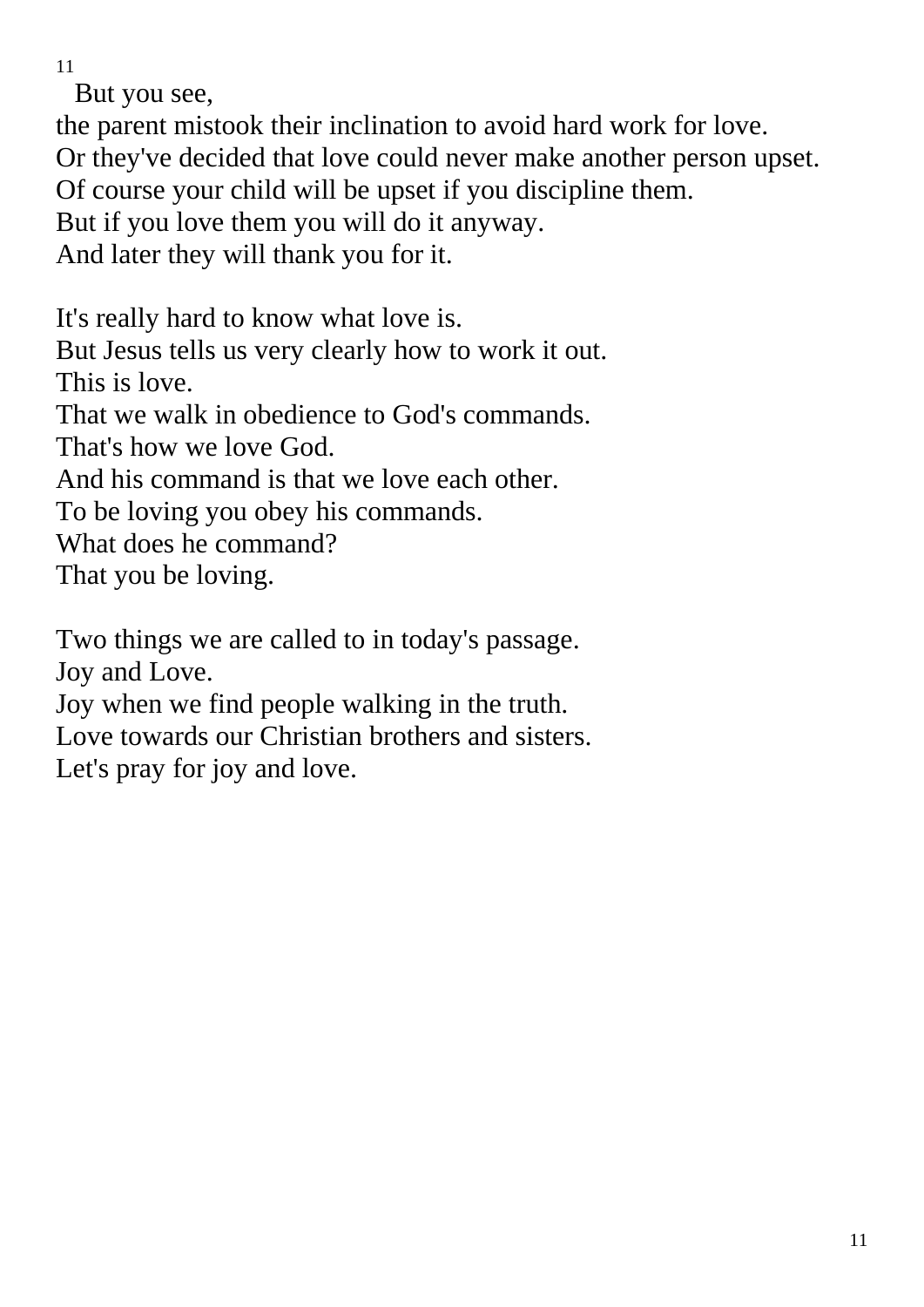But you see,
the parent mistook their inclination to avoid hard work for love.
Or they've decided that love could never make another person upset.
Of course your child will be upset if you discipline them.
But if you love them you will do it anyway.
And later they will thank you for it.

It's really hard to know what love is.
But Jesus tells us very clearly how to work it out.
This is love.
That we walk in obedience to God's commands.
That's how we love God.
And his command is that we love each other.
To be loving you obey his commands.
What does he command?
That you be loving.

Two things we are called to in today's passage.
Joy and Love.
Joy when we find people walking in the truth.
Love towards our Christian brothers and sisters.
Let's pray for joy and love.